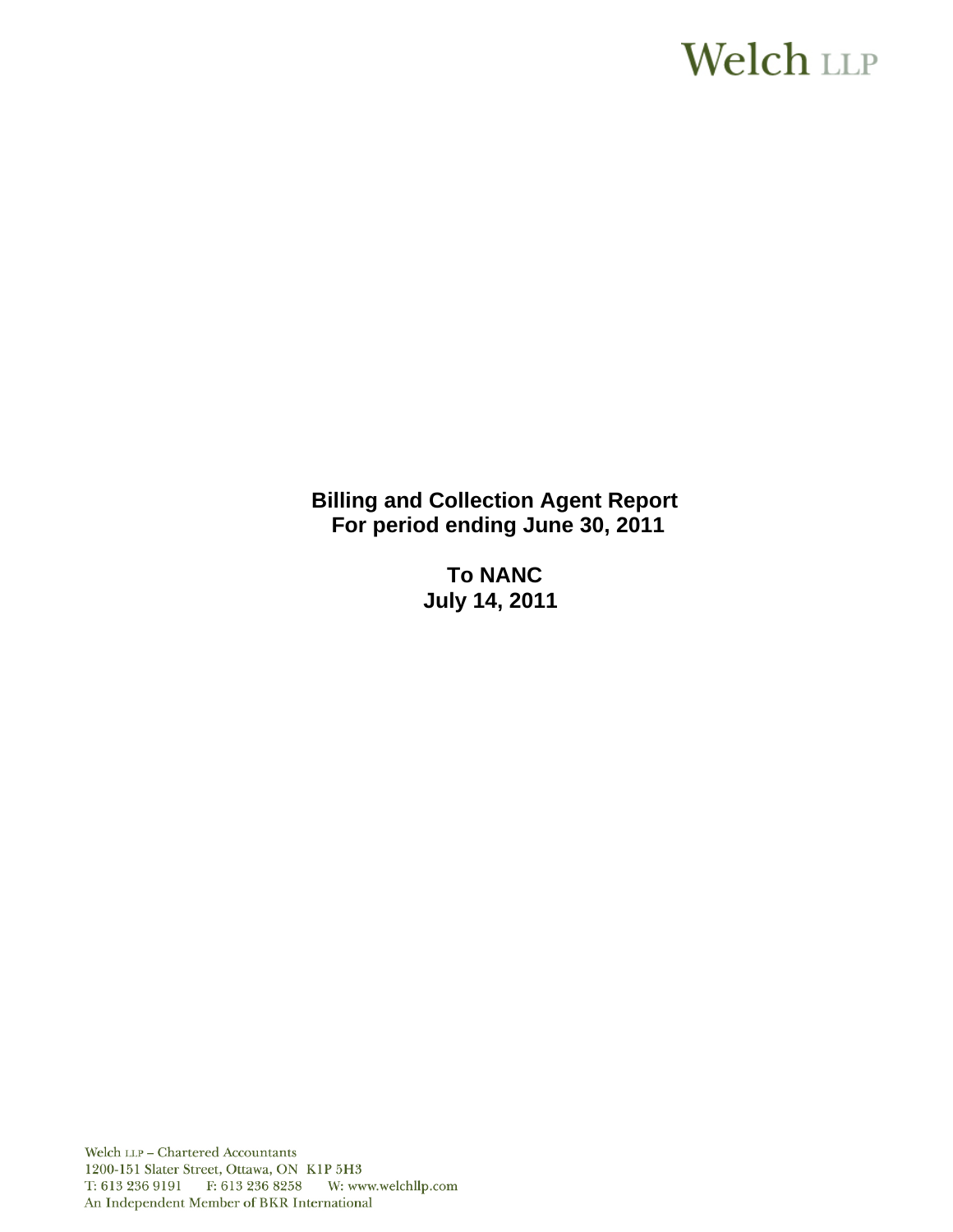Welch LLP

**Billing and Collection Agent Report**
**For period ending June 30, 2011**

**To NANC**
**July 14, 2011**

Welch LLP – Chartered Accountants
1200-151 Slater Street, Ottawa, ON K1P 5H3
T: 613 236 9191 F: 613 236 8258 W: www.welchllp.com
An Independent Member of BKR International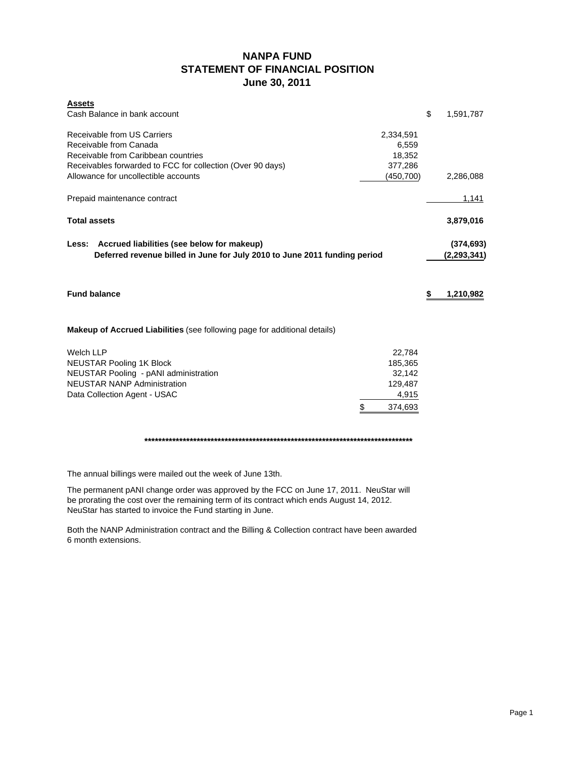# NANPA FUND
## STATEMENT OF FINANCIAL POSITION
### June 30, 2011

| | | |
|---|---|---|
| **Assets** | | |
| Cash Balance in bank account | | $ 1,591,787 |
| | | |
| Receivable from US Carriers | 2,334,591 | |
| Receivable from Canada | 6,559 | |
| Receivable from Caribbean countries | 18,352 | |
| Receivables forwarded to FCC for collection (Over 90 days) | 377,286 | |
| Allowance for uncollectible accounts | (450,700) | 2,286,088 |
| | | |
| Prepaid maintenance contract | | 1,141 |
| | | |
| **Total assets** | | **3,879,016** |
| | | |
| **Less: Accrued liabilities (see below for makeup)** | | **(374,693)** |
| **Deferred revenue billed in June for July 2010 to June 2011 funding period** | | **(2,293,341)** |
| | | |
| **Fund balance** | | **$ 1,210,982** |

**Makeup of Accrued Liabilities** (see following page for additional details)

| | |
|---|---|
| Welch LLP | 22,784 |
| NEUSTAR Pooling 1K Block | 185,365 |
| NEUSTAR Pooling - pANI administration | 32,142 |
| NEUSTAR NANP Administration | 129,487 |
| Data Collection Agent - USAC | 4,915 |
| | $ 374,693 |

**********************************************************************************

The annual billings were mailed out the week of June 13th.

The permanent pANI change order was approved by the FCC on June 17, 2011. NeuStar will be prorating the cost over the remaining term of its contract which ends August 14, 2012. NeuStar has started to invoice the Fund starting in June.

Both the NANP Administration contract and the Billing & Collection contract have been awarded 6 month extensions.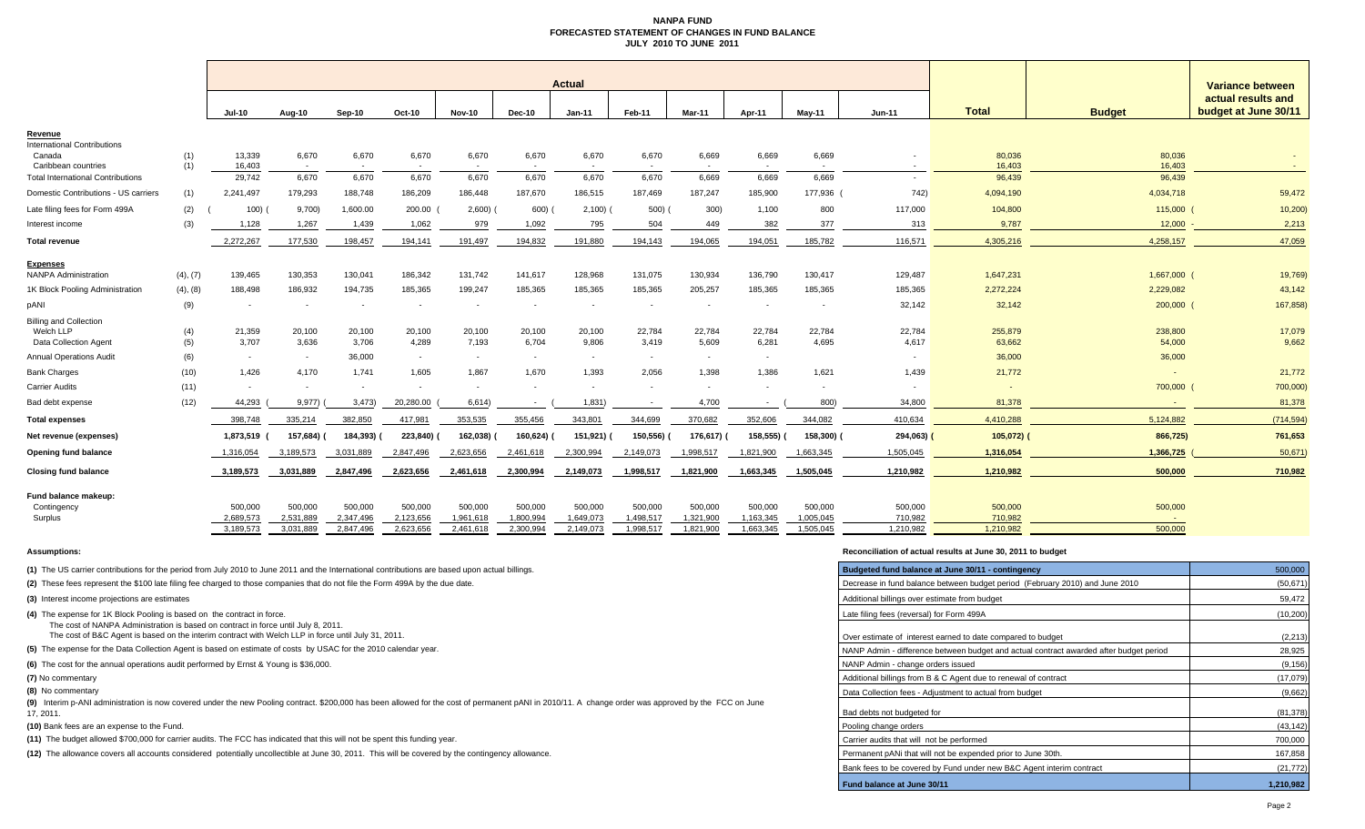# NANPA FUND
## FORECASTED STATEMENT OF CHANGES IN FUND BALANCE
### JULY 2010 TO JUNE 2011

| | | Actual | | | | | | | | | | | | | | |
|---|---|---|---|---|---|---|---|---|---|---|---|---|---|---|---|---|
| | | Jul-10 | Aug-10 | Sep-10 | Oct-10 | Nov-10 | Dec-10 | Jan-11 | Feb-11 | Mar-11 | Apr-11 | May-11 | Jun-11 | Total | Budget | Variance between actual results and budget at June 30/11 |
| **Revenue** | | | | | | | | | | | | | | | | |
| International Contributions | | | | | | | | | | | | | | | | |
| Canada | (1) | 13,339 | 6,670 | 6,670 | 6,670 | 6,670 | 6,670 | 6,670 | 6,670 | 6,669 | 6,669 | 6,669 | - | 80,036 | 80,036 | - |
| Caribbean countries | (1) | 16,403 | - | - | - | - | - | - | - | - | - | - | - | 16,403 | 16,403 | - |
| Total International Contributions | | 29,742 | 6,670 | 6,670 | 6,670 | 6,670 | 6,670 | 6,670 | 6,670 | 6,669 | 6,669 | 6,669 | - | 96,439 | 96,439 | - |
| Domestic Contributions - US carriers | (1) | 2,241,497 | 179,293 | 188,748 | 186,209 | 186,448 | 187,670 | 186,515 | 187,469 | 187,247 | 185,900 | 177,936 | (742) | 4,094,190 | 4,034,718 | 59,472 |
| Late filing fees for Form 499A | (2) | (100) | (9,700) | 1,600.00 | 200.00 | (2,600) | (600) | (2,100) | (500) | (300) | 1,100 | 800 | 117,000 | 104,800 | 115,000 | (10,200) |
| Interest income | (3) | 1,128 | 1,267 | 1,439 | 1,062 | 979 | 1,092 | 795 | 504 | 449 | 382 | 377 | 313 | 9,787 | 12,000 | - 2,213 |
| **Total revenue** | | 2,272,267 | 177,530 | 198,457 | 194,141 | 191,497 | 194,832 | 191,880 | 194,143 | 194,065 | 194,051 | 185,782 | 116,571 | 4,305,216 | 4,258,157 | 47,059 |
| **Expenses** | | | | | | | | | | | | | | | | |
| NANPA Administration | (4), (7) | 139,465 | 130,353 | 130,041 | 186,342 | 131,742 | 141,617 | 128,968 | 131,075 | 130,934 | 136,790 | 130,417 | 129,487 | 1,647,231 | 1,667,000 | (19,769) |
| 1K Block Pooling Administration | (4), (8) | 188,498 | 186,932 | 194,735 | 185,365 | 199,247 | 185,365 | 185,365 | 185,365 | 205,257 | 185,365 | 185,365 | 185,365 | 2,272,224 | 2,229,082 | 43,142 |
| pANI | (9) | - | - | - | - | - | - | - | - | - | - | - | 32,142 | 32,142 | 200,000 | (167,858) |
| Billing and Collection | | | | | | | | | | | | | | | | |
| Welch LLP | (4) | 21,359 | 20,100 | 20,100 | 20,100 | 20,100 | 20,100 | 20,100 | 22,784 | 22,784 | 22,784 | 22,784 | 22,784 | 255,879 | 238,800 | 17,079 |
| Data Collection Agent | (5) | 3,707 | 3,636 | 3,706 | 4,289 | 7,193 | 6,704 | 9,806 | 3,419 | 5,609 | 6,281 | 4,695 | 4,617 | 63,662 | 54,000 | 9,662 |
| Annual Operations Audit | (6) | - | - | 36,000 | - | - | - | - | - | - | - | - | - | 36,000 | 36,000 | |
| Bank Charges | (10) | 1,426 | 4,170 | 1,741 | 1,605 | 1,867 | 1,670 | 1,393 | 2,056 | 1,398 | 1,386 | 1,621 | 1,439 | 21,772 | - | 21,772 |
| Carrier Audits | (11) | - | - | - | - | - | - | - | - | - | - | - | - | - | 700,000 | (700,000) |
| Bad debt expense | (12) | 44,293 | (9,977) | (3,473) | 20,280.00 | (6,614) | - | (1,831) | - | 4,700 | - | (800) | 34,800 | 81,378 | - | 81,378 |
| **Total expenses** | | 398,748 | 335,214 | 382,850 | 417,981 | 353,535 | 355,456 | 343,801 | 344,699 | 370,682 | 352,606 | 344,082 | 410,634 | 4,410,288 | 5,124,882 | (714,594) |
| **Net revenue (expenses)** | | 1,873,519 | (157,684) | (184,393) | (223,840) | (162,038) | (160,624) | (151,921) | (150,556) | (176,617) | (158,555) | (158,300) | (294,063) | (105,072) | (866,725) | 761,653 |
| **Opening fund balance** | | 1,316,054 | 3,189,573 | 3,031,889 | 2,847,496 | 2,623,656 | 2,461,618 | 2,300,994 | 2,149,073 | 1,998,517 | 1,821,900 | 1,663,345 | 1,505,045 | 1,316,054 | 1,366,725 | (50,671) |
| **Closing fund balance** | | 3,189,573 | 3,031,889 | 2,847,496 | 2,623,656 | 2,461,618 | 2,300,994 | 2,149,073 | 1,998,517 | 1,821,900 | 1,663,345 | 1,505,045 | 1,210,982 | 1,210,982 | 500,000 | 710,982 |
| **Fund balance makeup:** | | | | | | | | | | | | | | | | |
| Contingency | | 500,000 | 500,000 | 500,000 | 500,000 | 500,000 | 500,000 | 500,000 | 500,000 | 500,000 | 500,000 | 500,000 | 500,000 | 500,000 | 500,000 | |
| Surplus | | 2,689,573 | 2,531,889 | 2,347,496 | 2,123,656 | 1,961,618 | 1,800,994 | 1,649,073 | 1,498,517 | 1,321,900 | 1,163,345 | 1,005,045 | 710,982 | 710,982 | - | |
| | | 3,189,573 | 3,031,889 | 2,847,496 | 2,623,656 | 2,461,618 | 2,300,994 | 2,149,073 | 1,998,517 | 1,821,900 | 1,663,345 | 1,505,045 | 1,210,982 | 1,210,982 | 500,000 | |

**Assumptions:**

**(1)** The US carrier contributions for the period from July 2010 to June 2011 and the International contributions are based upon actual billings.

**(2)** These fees represent the $100 late filing fee charged to those companies that do not file the Form 499A by the due date.

**(3)** Interest income projections are estimates

**(4)** The expense for 1K Block Pooling is based on the contract in force.
The cost of NANPA Administration is based on contract in force until July 8, 2011.
The cost of B&C Agent is based on the interim contract with Welch LLP in force until July 31, 2011.

**(5)** The expense for the Data Collection Agent is based on estimate of costs by USAC for the 2010 calendar year.

**(6)** The cost for the annual operations audit performed by Ernst & Young is $36,000.

**(7)** No commentary

**(8)** No commentary

**(9)** Interim p-ANI administration is now covered under the new Pooling contract. $200,000 has been allowed for the cost of permanent pANI in 2010/11. A change order was approved by the FCC on June 17, 2011.

**(10)** Bank fees are an expense to the Fund.

**(11)** The budget allowed $700,000 for carrier audits. The FCC has indicated that this will not be spent this funding year.

**(12)** The allowance covers all accounts considered potentially uncollectible at June 30, 2011. This will be covered by the contingency allowance.

**Reconciliation of actual results at June 30, 2011 to budget**

| Item | Amount |
|---|---|
| Budgeted fund balance at June 30/11 - contingency | 500,000 |
| Decrease in fund balance between budget period (February 2010) and June 2010 | (50,671) |
| Additional billings over estimate from budget | 59,472 |
| Late filing fees (reversal) for Form 499A | (10,200) |
| Over estimate of interest earned to date compared to budget | (2,213) |
| NANP Admin - difference between budget and actual contract awarded after budget period | 28,925 |
| NANP Admin - change orders issued | (9,156) |
| Additional billings from B & C Agent due to renewal of contract | (17,079) |
| Data Collection fees - Adjustment to actual from budget | (9,662) |
| Bad debts not budgeted for | (81,378) |
| Pooling change orders | (43,142) |
| Carrier audits that will not be performed | 700,000 |
| Permanent pANi that will not be expended prior to June 30th. | 167,858 |
| Bank fees to be covered by Fund under new B&C Agent interim contract | (21,772) |
| **Fund balance at June 30/11** | **1,210,982** |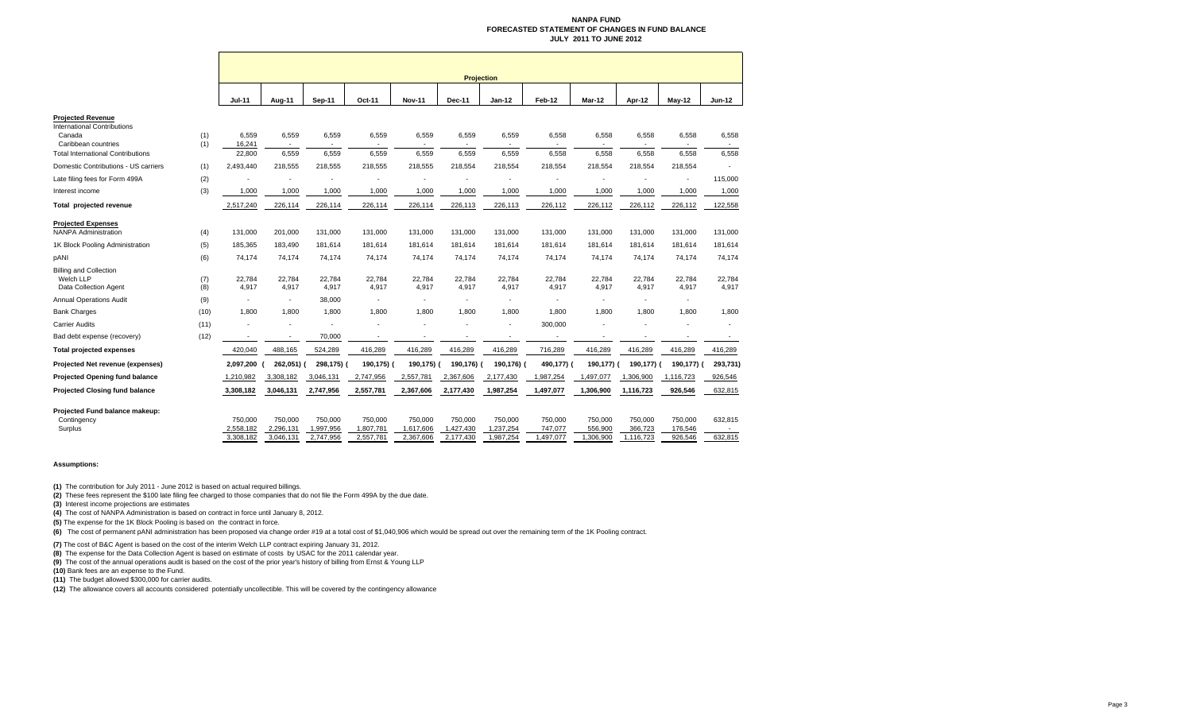**NANPA FUND**
**FORECASTED STATEMENT OF CHANGES IN FUND BALANCE**
**JULY 2011 TO JUNE 2012**

| | | Projection | | | | | | | | | | | |
|---|---|---|---|---|---|---|---|---|---|---|---|---|---|
| | | **Jul-11** | **Aug-11** | **Sep-11** | **Oct-11** | **Nov-11** | **Dec-11** | **Jan-12** | **Feb-12** | **Mar-12** | **Apr-12** | **May-12** | **Jun-12** |
| **Projected Revenue** | | | | | | | | | | | | | |
| International Contributions | | | | | | | | | | | | | |
| Canada | (1) | 6,559 | 6,559 | 6,559 | 6,559 | 6,559 | 6,559 | 6,559 | 6,558 | 6,558 | 6,558 | 6,558 | 6,558 |
| Caribbean countries | (1) | 16,241 | - | - | - | - | - | - | - | - | - | - | - |
| Total International Contributions | | 22,800 | 6,559 | 6,559 | 6,559 | 6,559 | 6,559 | 6,559 | 6,558 | 6,558 | 6,558 | 6,558 | 6,558 |
| Domestic Contributions - US carriers | (1) | 2,493,440 | 218,555 | 218,555 | 218,555 | 218,555 | 218,554 | 218,554 | 218,554 | 218,554 | 218,554 | 218,554 | - |
| Late filing fees for Form 499A | (2) | - | - | - | - | - | - | - | - | - | - | - | 115,000 |
| Interest income | (3) | 1,000 | 1,000 | 1,000 | 1,000 | 1,000 | 1,000 | 1,000 | 1,000 | 1,000 | 1,000 | 1,000 | 1,000 |
| **Total projected revenue** | | 2,517,240 | 226,114 | 226,114 | 226,114 | 226,114 | 226,113 | 226,113 | 226,112 | 226,112 | 226,112 | 226,112 | 122,558 |
| **Projected Expenses** | | | | | | | | | | | | | |
| NANPA Administration | (4) | 131,000 | 201,000 | 131,000 | 131,000 | 131,000 | 131,000 | 131,000 | 131,000 | 131,000 | 131,000 | 131,000 | 131,000 |
| 1K Block Pooling Administration | (5) | 185,365 | 183,490 | 181,614 | 181,614 | 181,614 | 181,614 | 181,614 | 181,614 | 181,614 | 181,614 | 181,614 | 181,614 |
| pANI | (6) | 74,174 | 74,174 | 74,174 | 74,174 | 74,174 | 74,174 | 74,174 | 74,174 | 74,174 | 74,174 | 74,174 | 74,174 |
| Billing and Collection | | | | | | | | | | | | | |
| Welch LLP | (7) | 22,784 | 22,784 | 22,784 | 22,784 | 22,784 | 22,784 | 22,784 | 22,784 | 22,784 | 22,784 | 22,784 | 22,784 |
| Data Collection Agent | (8) | 4,917 | 4,917 | 4,917 | 4,917 | 4,917 | 4,917 | 4,917 | 4,917 | 4,917 | 4,917 | 4,917 | 4,917 |
| Annual Operations Audit | (9) | - | - | 38,000 | - | - | - | - | - | - | - | - | - |
| Bank Charges | (10) | 1,800 | 1,800 | 1,800 | 1,800 | 1,800 | 1,800 | 1,800 | 1,800 | 1,800 | 1,800 | 1,800 | 1,800 |
| Carrier Audits | (11) | - | - | - | - | - | - | - | 300,000 | - | - | - | - |
| Bad debt expense (recovery) | (12) | - | - | 70,000 | - | - | - | - | - | - | - | - | - |
| **Total projected expenses** | | 420,040 | 488,165 | 524,289 | 416,289 | 416,289 | 416,289 | 416,289 | 716,289 | 416,289 | 416,289 | 416,289 | 416,289 |
| **Projected Net revenue (expenses)** | | 2,097,200 | (262,051) | (298,175) | (190,175) | (190,175) | (190,176) | (190,176) | (490,177) | (190,177) | (190,177) | (190,177) | (293,731) |
| **Projected Opening fund balance** | | 1,210,982 | 3,308,182 | 3,046,131 | 2,747,956 | 2,557,781 | 2,367,606 | 2,177,430 | 1,987,254 | 1,497,077 | 1,306,900 | 1,116,723 | 926,546 |
| **Projected Closing fund balance** | | 3,308,182 | 3,046,131 | 2,747,956 | 2,557,781 | 2,367,606 | 2,177,430 | 1,987,254 | 1,497,077 | 1,306,900 | 1,116,723 | 926,546 | 632,815 |
| **Projected Fund balance makeup:** | | | | | | | | | | | | | |
| Contingency | | 750,000 | 750,000 | 750,000 | 750,000 | 750,000 | 750,000 | 750,000 | 750,000 | 750,000 | 750,000 | 750,000 | 632,815 |
| Surplus | | 2,558,182 | 2,296,131 | 1,997,956 | 1,807,781 | 1,617,606 | 1,427,430 | 1,237,254 | 747,077 | 556,900 | 366,723 | 176,546 | - |
| | | 3,308,182 | 3,046,131 | 2,747,956 | 2,557,781 | 2,367,606 | 2,177,430 | 1,987,254 | 1,497,077 | 1,306,900 | 1,116,723 | 926,546 | 632,815 |

**Assumptions:**

**(1)** The contribution for July 2011 - June 2012 is based on actual required billings.

**(2)** These fees represent the $100 late filing fee charged to those companies that do not file the Form 499A by the due date.

**(3)** Interest income projections are estimates

**(4)** The cost of NANPA Administration is based on contract in force until January 8, 2012.

**(5)** The expense for the 1K Block Pooling is based on the contract in force.

**(6)** The cost of permanent pANI administration has been proposed via change order #19 at a total cost of $1,040,906 which would be spread out over the remaining term of the 1K Pooling contract.

**(7)** The cost of B&C Agent is based on the cost of the interim Welch LLP contract expiring January 31, 2012.

**(8)** The expense for the Data Collection Agent is based on estimate of costs by USAC for the 2011 calendar year.

**(9)** The cost of the annual operations audit is based on the cost of the prior year's history of billing from Ernst & Young LLP

**(10)** Bank fees are an expense to the Fund.

**(11)** The budget allowed $300,000 for carrier audits.

**(12)** The allowance covers all accounts considered potentially uncollectible. This will be covered by the contingency allowance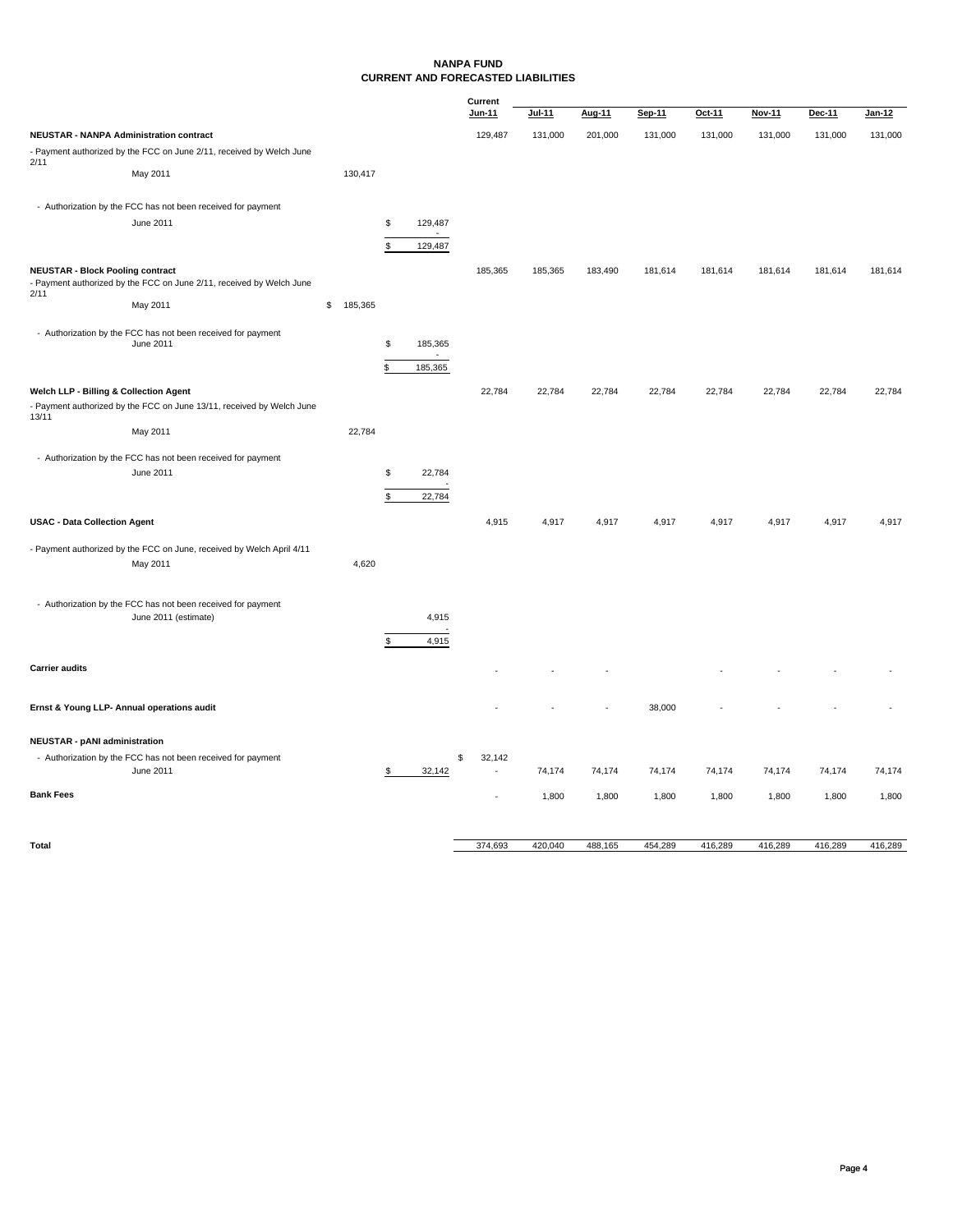# NANPA FUND
## CURRENT AND FORECASTED LIABILITIES

| | | | Current Jun-11 | Jul-11 | Aug-11 | Sep-11 | Oct-11 | Nov-11 | Dec-11 | Jan-12 |
|---|---|---|---|---|---|---|---|---|---|---|
| **NEUSTAR - NANPA Administration contract** | | | 129,487 | 131,000 | 201,000 | 131,000 | 131,000 | 131,000 | 131,000 | 131,000 |
| - Payment authorized by the FCC on June 2/11, received by Welch June 2/11 | | | | | | | | | | |
| May 2011 | 130,417 | | | | | | | | | |
| - Authorization by the FCC has not been received for payment | | | | | | | | | | |
| June 2011 | | $ 129,487 | | | | | | | | |
| | | - | | | | | | | | |
| | | $ 129,487 | | | | | | | | |
| **NEUSTAR - Block Pooling contract** | | | 185,365 | 185,365 | 183,490 | 181,614 | 181,614 | 181,614 | 181,614 | 181,614 |
| - Payment authorized by the FCC on June 2/11, received by Welch June 2/11 | | | | | | | | | | |
| May 2011 | $ 185,365 | | | | | | | | | |
| - Authorization by the FCC has not been received for payment | | | | | | | | | | |
| June 2011 | | $ 185,365 | | | | | | | | |
| | | - | | | | | | | | |
| | | $ 185,365 | | | | | | | | |
| **Welch LLP - Billing & Collection Agent** | | | 22,784 | 22,784 | 22,784 | 22,784 | 22,784 | 22,784 | 22,784 | 22,784 |
| - Payment authorized by the FCC on June 13/11, received by Welch June 13/11 | | | | | | | | | | |
| May 2011 | 22,784 | | | | | | | | | |
| - Authorization by the FCC has not been received for payment | | | | | | | | | | |
| June 2011 | | $ 22,784 | | | | | | | | |
| | | - | | | | | | | | |
| | | $ 22,784 | | | | | | | | |
| **USAC - Data Collection Agent** | | | 4,915 | 4,917 | 4,917 | 4,917 | 4,917 | 4,917 | 4,917 | 4,917 |
| - Payment authorized by the FCC on June, received by Welch April 4/11 | | | | | | | | | | |
| May 2011 | 4,620 | | | | | | | | | |
| - Authorization by the FCC has not been received for payment | | | | | | | | | | |
| June 2011 (estimate) | | 4,915 | | | | | | | | |
| | | - | | | | | | | | |
| | | $ 4,915 | | | | | | | | |
| **Carrier audits** | | | - | - | - | | - | - | - | - |
| **Ernst & Young LLP- Annual operations audit** | | | - | - | - | 38,000 | - | - | - | - |
| **NEUSTAR - pANI administration** | | | | | | | | | | |
| - Authorization by the FCC has not been received for payment | | | $ 32,142 | | | | | | | |
| June 2011 | | $ 32,142 | - | 74,174 | 74,174 | 74,174 | 74,174 | 74,174 | 74,174 | 74,174 |
| **Bank Fees** | | | - | 1,800 | 1,800 | 1,800 | 1,800 | 1,800 | 1,800 | 1,800 |
| **Total** | | | 374,693 | 420,040 | 488,165 | 454,289 | 416,289 | 416,289 | 416,289 | 416,289 |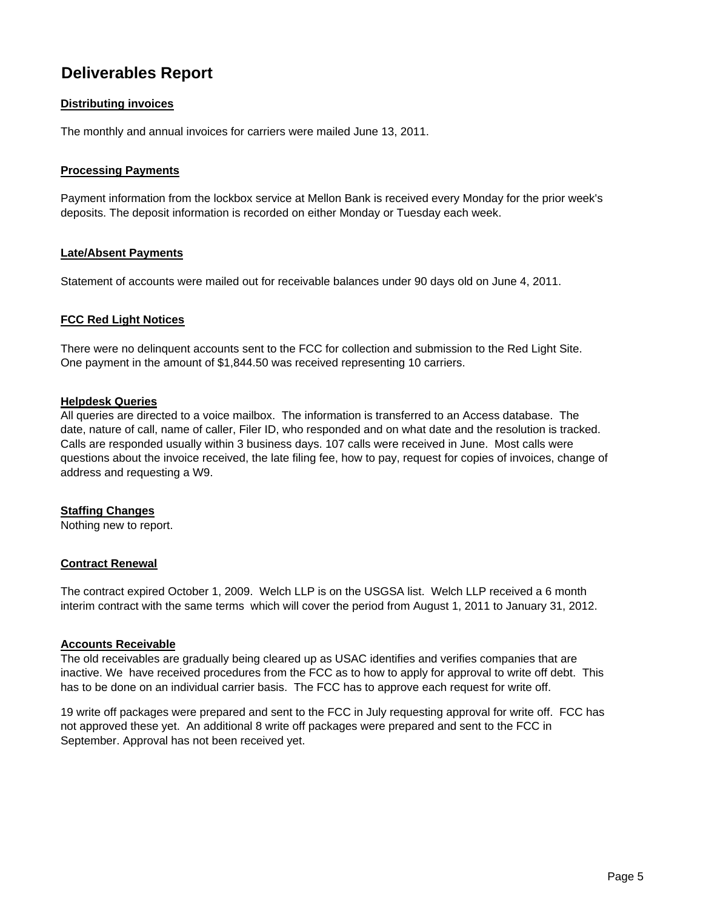# Deliverables Report

**Distributing invoices**

The monthly and annual invoices for carriers were mailed June 13, 2011.

**Processing Payments**

Payment information from the lockbox service at Mellon Bank is received every Monday for the prior week's deposits. The deposit information is recorded on either Monday or Tuesday each week.

**Late/Absent Payments**

Statement of accounts were mailed out for receivable balances under 90 days old on June 4, 2011.

**FCC Red Light Notices**

There were no delinquent accounts sent to the FCC for collection and submission to the Red Light Site. One payment in the amount of $1,844.50 was received representing 10 carriers.

**Helpdesk Queries**

All queries are directed to a voice mailbox. The information is transferred to an Access database. The date, nature of call, name of caller, Filer ID, who responded and on what date and the resolution is tracked. Calls are responded usually within 3 business days. 107 calls were received in June. Most calls were questions about the invoice received, the late filing fee, how to pay, request for copies of invoices, change of address and requesting a W9.

**Staffing Changes**

Nothing new to report.

**Contract Renewal**

The contract expired October 1, 2009. Welch LLP is on the USGSA list. Welch LLP received a 6 month interim contract with the same terms which will cover the period from August 1, 2011 to January 31, 2012.

**Accounts Receivable**

The old receivables are gradually being cleared up as USAC identifies and verifies companies that are inactive. We have received procedures from the FCC as to how to apply for approval to write off debt. This has to be done on an individual carrier basis. The FCC has to approve each request for write off.

19 write off packages were prepared and sent to the FCC in July requesting approval for write off. FCC has not approved these yet. An additional 8 write off packages were prepared and sent to the FCC in September. Approval has not been received yet.